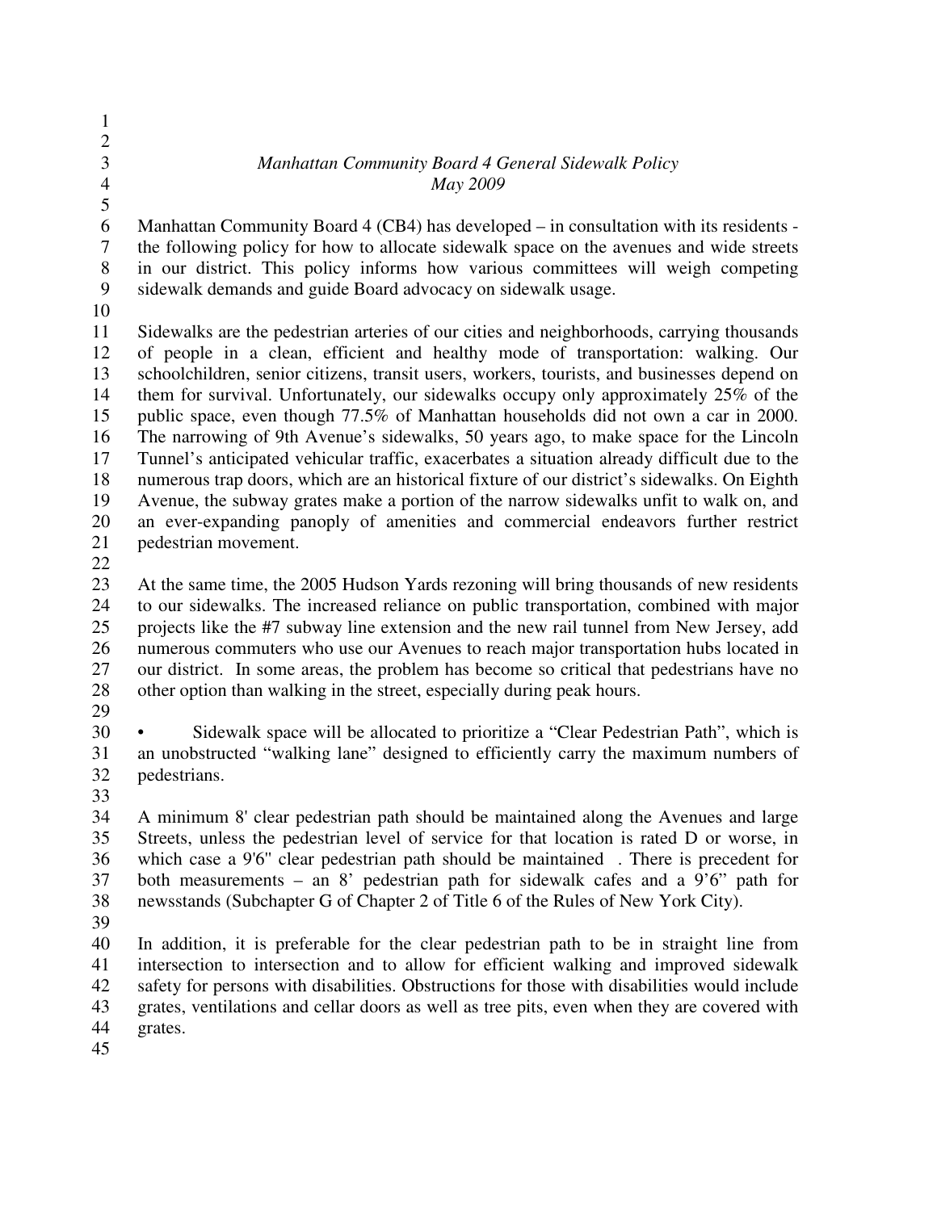*Manhattan Community Board 4 General Sidewalk Policy*
*May 2009*

Manhattan Community Board 4 (CB4) has developed – in consultation with its residents - the following policy for how to allocate sidewalk space on the avenues and wide streets in our district. This policy informs how various committees will weigh competing sidewalk demands and guide Board advocacy on sidewalk usage.

Sidewalks are the pedestrian arteries of our cities and neighborhoods, carrying thousands of people in a clean, efficient and healthy mode of transportation: walking. Our schoolchildren, senior citizens, transit users, workers, tourists, and businesses depend on them for survival. Unfortunately, our sidewalks occupy only approximately 25% of the public space, even though 77.5% of Manhattan households did not own a car in 2000. The narrowing of 9th Avenue's sidewalks, 50 years ago, to make space for the Lincoln Tunnel's anticipated vehicular traffic, exacerbates a situation already difficult due to the numerous trap doors, which are an historical fixture of our district's sidewalks. On Eighth Avenue, the subway grates make a portion of the narrow sidewalks unfit to walk on, and an ever-expanding panoply of amenities and commercial endeavors further restrict pedestrian movement.

At the same time, the 2005 Hudson Yards rezoning will bring thousands of new residents to our sidewalks. The increased reliance on public transportation, combined with major projects like the #7 subway line extension and the new rail tunnel from New Jersey, add numerous commuters who use our Avenues to reach major transportation hubs located in our district. In some areas, the problem has become so critical that pedestrians have no other option than walking in the street, especially during peak hours.

- Sidewalk space will be allocated to prioritize a "Clear Pedestrian Path", which is an unobstructed "walking lane" designed to efficiently carry the maximum numbers of pedestrians.

A minimum 8' clear pedestrian path should be maintained along the Avenues and large Streets, unless the pedestrian level of service for that location is rated D or worse, in which case a 9'6" clear pedestrian path should be maintained . There is precedent for both measurements – an 8' pedestrian path for sidewalk cafes and a 9'6" path for newsstands (Subchapter G of Chapter 2 of Title 6 of the Rules of New York City).

In addition, it is preferable for the clear pedestrian path to be in straight line from intersection to intersection and to allow for efficient walking and improved sidewalk safety for persons with disabilities. Obstructions for those with disabilities would include grates, ventilations and cellar doors as well as tree pits, even when they are covered with grates.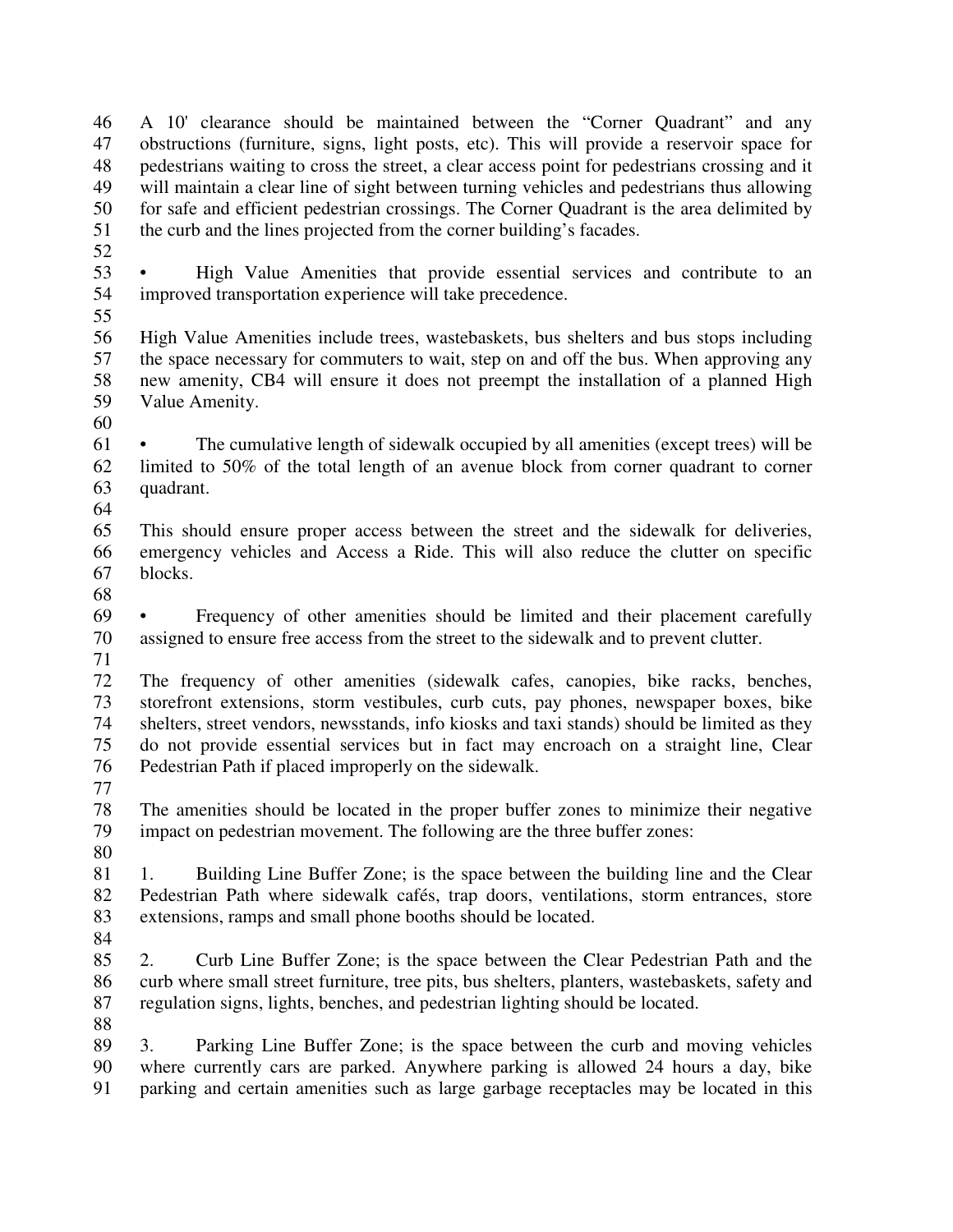A 10' clearance should be maintained between the "Corner Quadrant" and any obstructions (furniture, signs, light posts, etc). This will provide a reservoir space for pedestrians waiting to cross the street, a clear access point for pedestrians crossing and it will maintain a clear line of sight between turning vehicles and pedestrians thus allowing for safe and efficient pedestrian crossings. The Corner Quadrant is the area delimited by the curb and the lines projected from the corner building's facades.

- High Value Amenities that provide essential services and contribute to an improved transportation experience will take precedence.

High Value Amenities include trees, wastebaskets, bus shelters and bus stops including the space necessary for commuters to wait, step on and off the bus. When approving any new amenity, CB4 will ensure it does not preempt the installation of a planned High Value Amenity.

- The cumulative length of sidewalk occupied by all amenities (except trees) will be limited to 50% of the total length of an avenue block from corner quadrant to corner quadrant.

This should ensure proper access between the street and the sidewalk for deliveries, emergency vehicles and Access a Ride. This will also reduce the clutter on specific blocks.

- Frequency of other amenities should be limited and their placement carefully assigned to ensure free access from the street to the sidewalk and to prevent clutter.

The frequency of other amenities (sidewalk cafes, canopies, bike racks, benches, storefront extensions, storm vestibules, curb cuts, pay phones, newspaper boxes, bike shelters, street vendors, newsstands, info kiosks and taxi stands) should be limited as they do not provide essential services but in fact may encroach on a straight line, Clear Pedestrian Path if placed improperly on the sidewalk.

The amenities should be located in the proper buffer zones to minimize their negative impact on pedestrian movement. The following are the three buffer zones:

1. Building Line Buffer Zone; is the space between the building line and the Clear Pedestrian Path where sidewalk cafés, trap doors, ventilations, storm entrances, store extensions, ramps and small phone booths should be located.

2. Curb Line Buffer Zone; is the space between the Clear Pedestrian Path and the curb where small street furniture, tree pits, bus shelters, planters, wastebaskets, safety and regulation signs, lights, benches, and pedestrian lighting should be located.

3. Parking Line Buffer Zone; is the space between the curb and moving vehicles where currently cars are parked. Anywhere parking is allowed 24 hours a day, bike parking and certain amenities such as large garbage receptacles may be located in this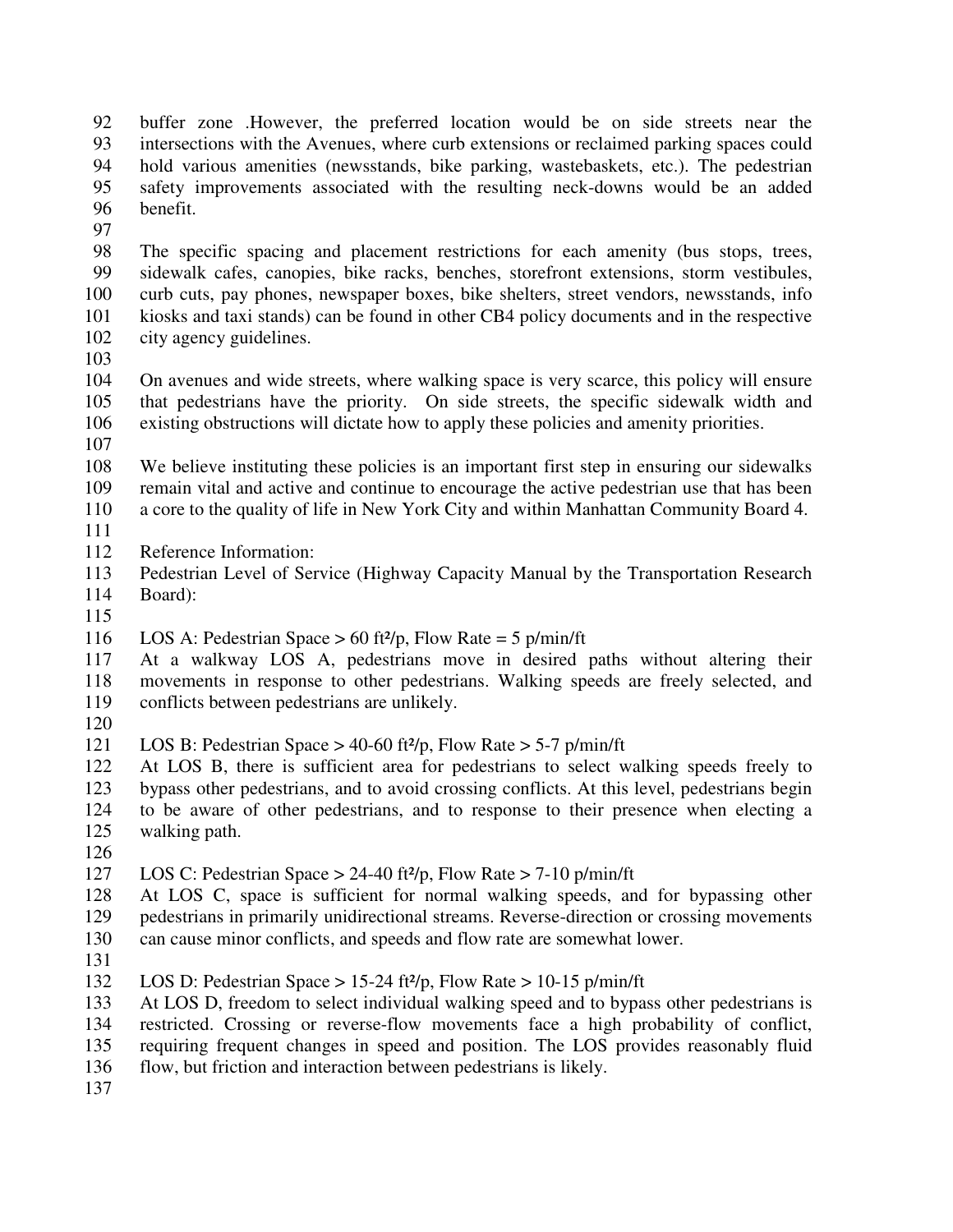buffer zone .However, the preferred location would be on side streets near the intersections with the Avenues, where curb extensions or reclaimed parking spaces could hold various amenities (newsstands, bike parking, wastebaskets, etc.). The pedestrian safety improvements associated with the resulting neck-downs would be an added benefit.

The specific spacing and placement restrictions for each amenity (bus stops, trees, sidewalk cafes, canopies, bike racks, benches, storefront extensions, storm vestibules, curb cuts, pay phones, newspaper boxes, bike shelters, street vendors, newsstands, info kiosks and taxi stands) can be found in other CB4 policy documents and in the respective city agency guidelines.

On avenues and wide streets, where walking space is very scarce, this policy will ensure that pedestrians have the priority. On side streets, the specific sidewalk width and existing obstructions will dictate how to apply these policies and amenity priorities.

We believe instituting these policies is an important first step in ensuring our sidewalks remain vital and active and continue to encourage the active pedestrian use that has been a core to the quality of life in New York City and within Manhattan Community Board 4.

Reference Information:
Pedestrian Level of Service (Highway Capacity Manual by the Transportation Research Board):

LOS A: Pedestrian Space > 60 $ft^2$/p, Flow Rate = 5 p/min/ft
At a walkway LOS A, pedestrians move in desired paths without altering their movements in response to other pedestrians. Walking speeds are freely selected, and conflicts between pedestrians are unlikely.

LOS B: Pedestrian Space > 40-60 $ft^2$/p, Flow Rate > 5-7 p/min/ft
At LOS B, there is sufficient area for pedestrians to select walking speeds freely to bypass other pedestrians, and to avoid crossing conflicts. At this level, pedestrians begin to be aware of other pedestrians, and to response to their presence when electing a walking path.

LOS C: Pedestrian Space > 24-40 $ft^2$/p, Flow Rate > 7-10 p/min/ft
At LOS C, space is sufficient for normal walking speeds, and for bypassing other pedestrians in primarily unidirectional streams. Reverse-direction or crossing movements can cause minor conflicts, and speeds and flow rate are somewhat lower.

LOS D: Pedestrian Space > 15-24 $ft^2$/p, Flow Rate > 10-15 p/min/ft
At LOS D, freedom to select individual walking speed and to bypass other pedestrians is restricted. Crossing or reverse-flow movements face a high probability of conflict, requiring frequent changes in speed and position. The LOS provides reasonably fluid flow, but friction and interaction between pedestrians is likely.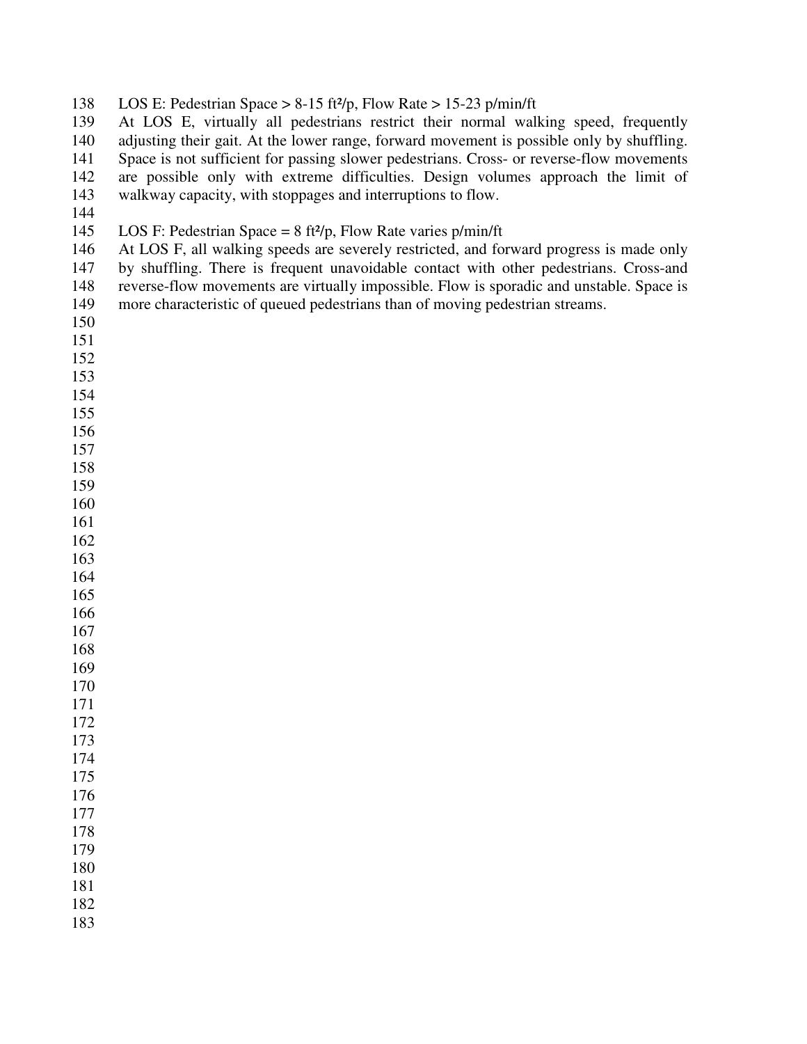LOS E: Pedestrian Space > 8-15 ft²/p, Flow Rate > 15-23 p/min/ft

At LOS E, virtually all pedestrians restrict their normal walking speed, frequently adjusting their gait. At the lower range, forward movement is possible only by shuffling. Space is not sufficient for passing slower pedestrians. Cross- or reverse-flow movements are possible only with extreme difficulties. Design volumes approach the limit of walkway capacity, with stoppages and interruptions to flow.

LOS F: Pedestrian Space = 8 ft²/p, Flow Rate varies p/min/ft

At LOS F, all walking speeds are severely restricted, and forward progress is made only by shuffling. There is frequent unavoidable contact with other pedestrians. Cross-and reverse-flow movements are virtually impossible. Flow is sporadic and unstable. Space is more characteristic of queued pedestrians than of moving pedestrian streams.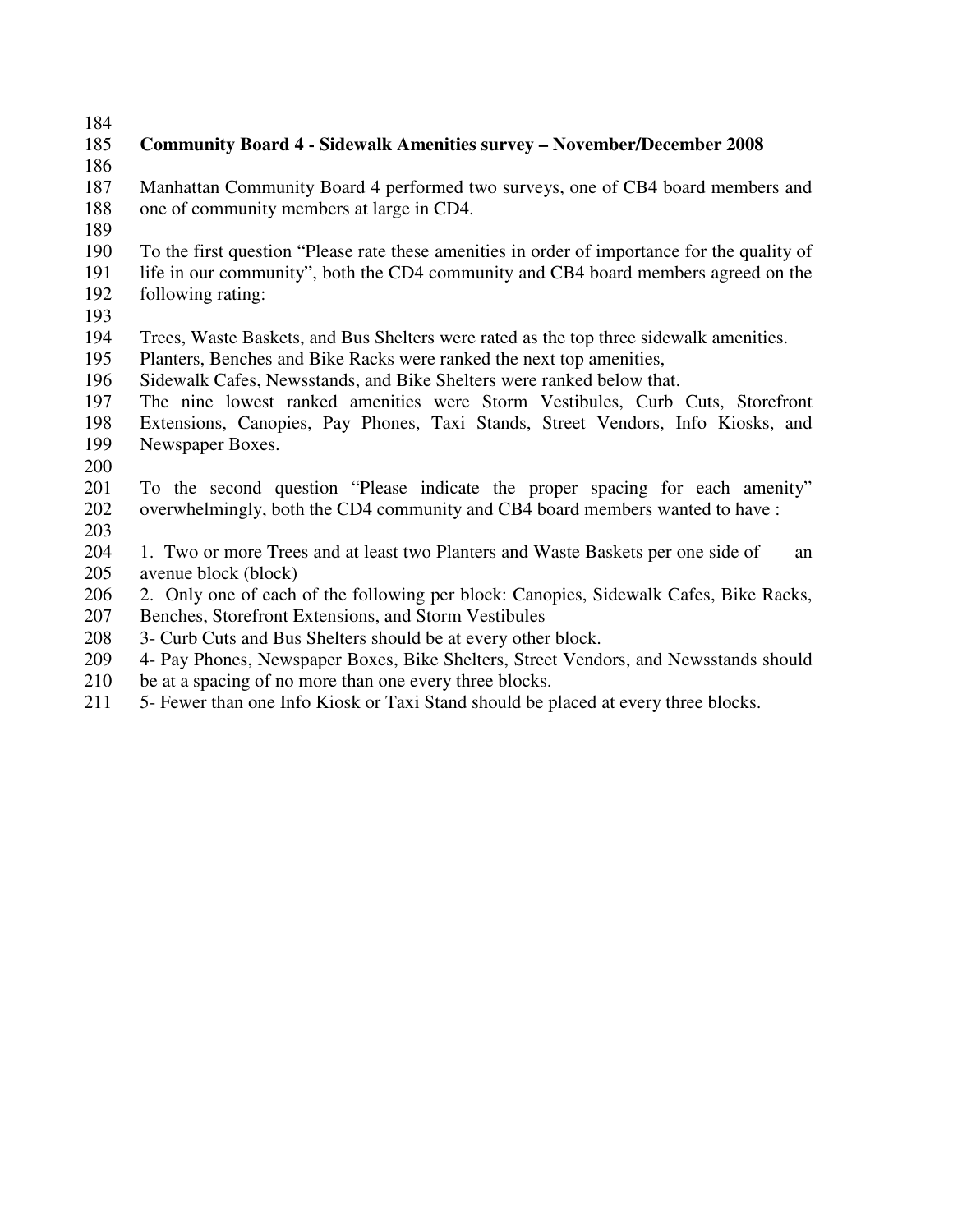**Community Board 4 - Sidewalk Amenities survey – November/December 2008**

Manhattan Community Board 4 performed two surveys, one of CB4 board members and one of community members at large in CD4.

To the first question "Please rate these amenities in order of importance for the quality of life in our community", both the CD4 community and CB4 board members agreed on the following rating:

Trees, Waste Baskets, and Bus Shelters were rated as the top three sidewalk amenities.
Planters, Benches and Bike Racks were ranked the next top amenities,
Sidewalk Cafes, Newsstands, and Bike Shelters were ranked below that.
The nine lowest ranked amenities were Storm Vestibules, Curb Cuts, Storefront Extensions, Canopies, Pay Phones, Taxi Stands, Street Vendors, Info Kiosks, and Newspaper Boxes.

To the second question "Please indicate the proper spacing for each amenity" overwhelmingly, both the CD4 community and CB4 board members wanted to have :

1. Two or more Trees and at least two Planters and Waste Baskets per one side of an avenue block (block)
2. Only one of each of the following per block: Canopies, Sidewalk Cafes, Bike Racks, Benches, Storefront Extensions, and Storm Vestibules
3- Curb Cuts and Bus Shelters should be at every other block.
4- Pay Phones, Newspaper Boxes, Bike Shelters, Street Vendors, and Newsstands should be at a spacing of no more than one every three blocks.
5- Fewer than one Info Kiosk or Taxi Stand should be placed at every three blocks.